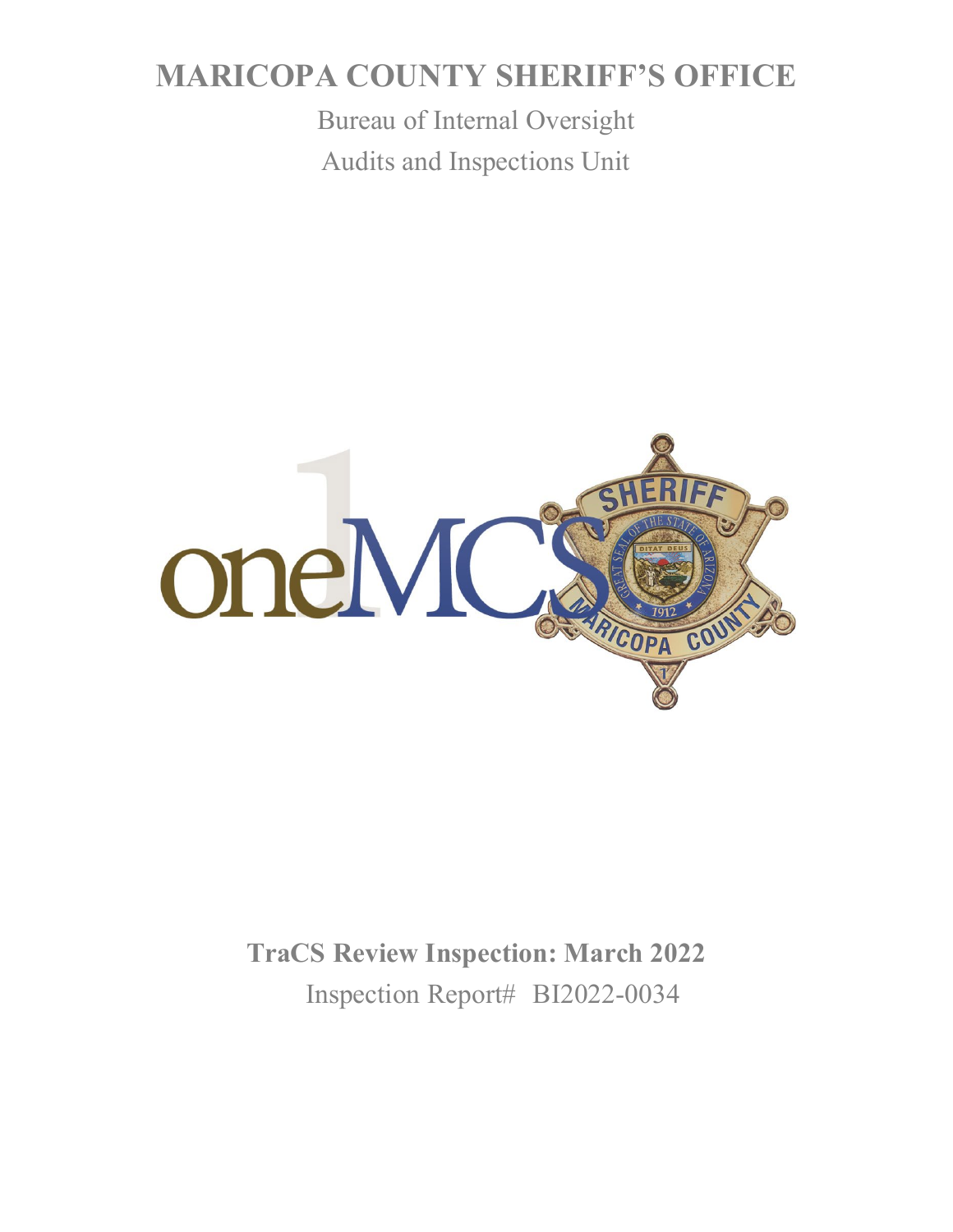# MARICOPA COUNTY SHERIFF'S OFFICE

Bureau of Internal Oversight

Audits and Inspections Unit

## TraCS Review Inspection: March 2022

Inspection Report# BI2022-0034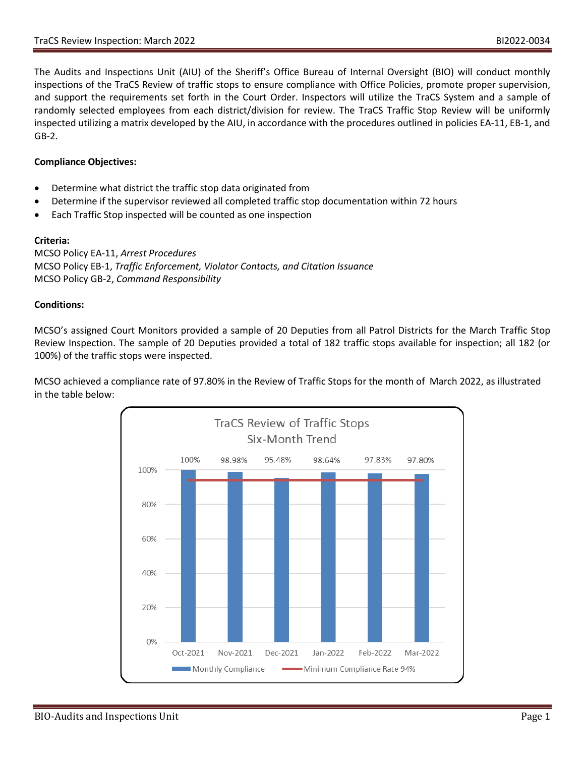The Audits and Inspections Unit (AIU) of the Sheriff's Office Bureau of Internal Oversight (BIO) will conduct monthly inspections of the TraCS Review of traffic stops to ensure compliance with Office Policies, promote proper supervision, and support the requirements set forth in the Court Order. Inspectors will utilize the TraCS System and a sample of randomly selected employees from each district/division for review. The TraCS Traffic Stop Review will be uniformly inspected utilizing a matrix developed by the AIU, in accordance with the procedures outlined in policies EA-11, EB-1, and GB-2.

**Compliance Objectives:**

- Determine what district the traffic stop data originated from
- Determine if the supervisor reviewed all completed traffic stop documentation within 72 hours
- Each Traffic Stop inspected will be counted as one inspection

**Criteria:**
MCSO Policy EA-11, *Arrest Procedures*
MCSO Policy EB-1, *Traffic Enforcement, Violator Contacts, and Citation Issuance*
MCSO Policy GB-2, *Command Responsibility*

**Conditions:**

MCSO's assigned Court Monitors provided a sample of 20 Deputies from all Patrol Districts for the March Traffic Stop Review Inspection. The sample of 20 Deputies provided a total of 182 traffic stops available for inspection; all 182 (or 100%) of the traffic stops were inspected.

MCSO achieved a compliance rate of 97.80% in the Review of Traffic Stops for the month of March 2022, as illustrated in the table below:

**TraCS Review of Traffic Stops Six-Month Trend**

| Month | Monthly Compliance | Minimum Compliance Rate |
|---|---|---|
| Oct-2021 | 100% | 94% |
| Nov-2021 | 98.98% | 94% |
| Dec-2021 | 95.48% | 94% |
| Jan-2022 | 98.64% | 94% |
| Feb-2022 | 97.83% | 94% |
| Mar-2022 | 97.80% | 94% |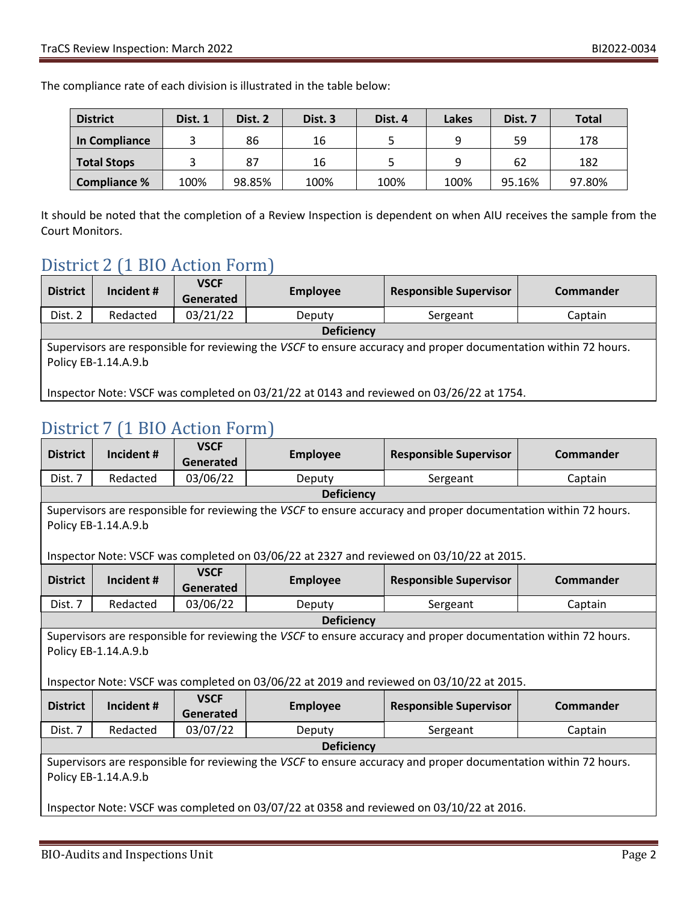The compliance rate of each division is illustrated in the table below:

| District | Dist. 1 | Dist. 2 | Dist. 3 | Dist. 4 | Lakes | Dist. 7 | Total |
|---|---|---|---|---|---|---|---|
| **In Compliance** | 3 | 86 | 16 | 5 | 9 | 59 | 178 |
| **Total Stops** | 3 | 87 | 16 | 5 | 9 | 62 | 182 |
| **Compliance %** | 100% | 98.85% | 100% | 100% | 100% | 95.16% | 97.80% |

It should be noted that the completion of a Review Inspection is dependent on when AIU receives the sample from the Court Monitors.

## District 2 (1 BIO Action Form)

| District | Incident # | VSCF Generated | Employee | Responsible Supervisor | Commander |
|---|---|---|---|---|---|
| Dist. 2 | Redacted | 03/21/22 | Deputy | Sergeant | Captain |

**Deficiency**

Supervisors are responsible for reviewing the *VSCF* to ensure accuracy and proper documentation within 72 hours. Policy EB-1.14.A.9.b

Inspector Note: VSCF was completed on 03/21/22 at 0143 and reviewed on 03/26/22 at 1754.

## District 7 (1 BIO Action Form)

| District | Incident # | VSCF Generated | Employee | Responsible Supervisor | Commander |
|---|---|---|---|---|---|
| Dist. 7 | Redacted | 03/06/22 | Deputy | Sergeant | Captain |

**Deficiency**

Supervisors are responsible for reviewing the *VSCF* to ensure accuracy and proper documentation within 72 hours. Policy EB-1.14.A.9.b

Inspector Note: VSCF was completed on 03/06/22 at 2327 and reviewed on 03/10/22 at 2015.

| District | Incident # | VSCF Generated | Employee | Responsible Supervisor | Commander |
|---|---|---|---|---|---|
| Dist. 7 | Redacted | 03/06/22 | Deputy | Sergeant | Captain |

**Deficiency**

Supervisors are responsible for reviewing the *VSCF* to ensure accuracy and proper documentation within 72 hours. Policy EB-1.14.A.9.b

Inspector Note: VSCF was completed on 03/06/22 at 2019 and reviewed on 03/10/22 at 2015.

| District | Incident # | VSCF Generated | Employee | Responsible Supervisor | Commander |
|---|---|---|---|---|---|
| Dist. 7 | Redacted | 03/07/22 | Deputy | Sergeant | Captain |

**Deficiency**

Supervisors are responsible for reviewing the *VSCF* to ensure accuracy and proper documentation within 72 hours. Policy EB-1.14.A.9.b

Inspector Note: VSCF was completed on 03/07/22 at 0358 and reviewed on 03/10/22 at 2016.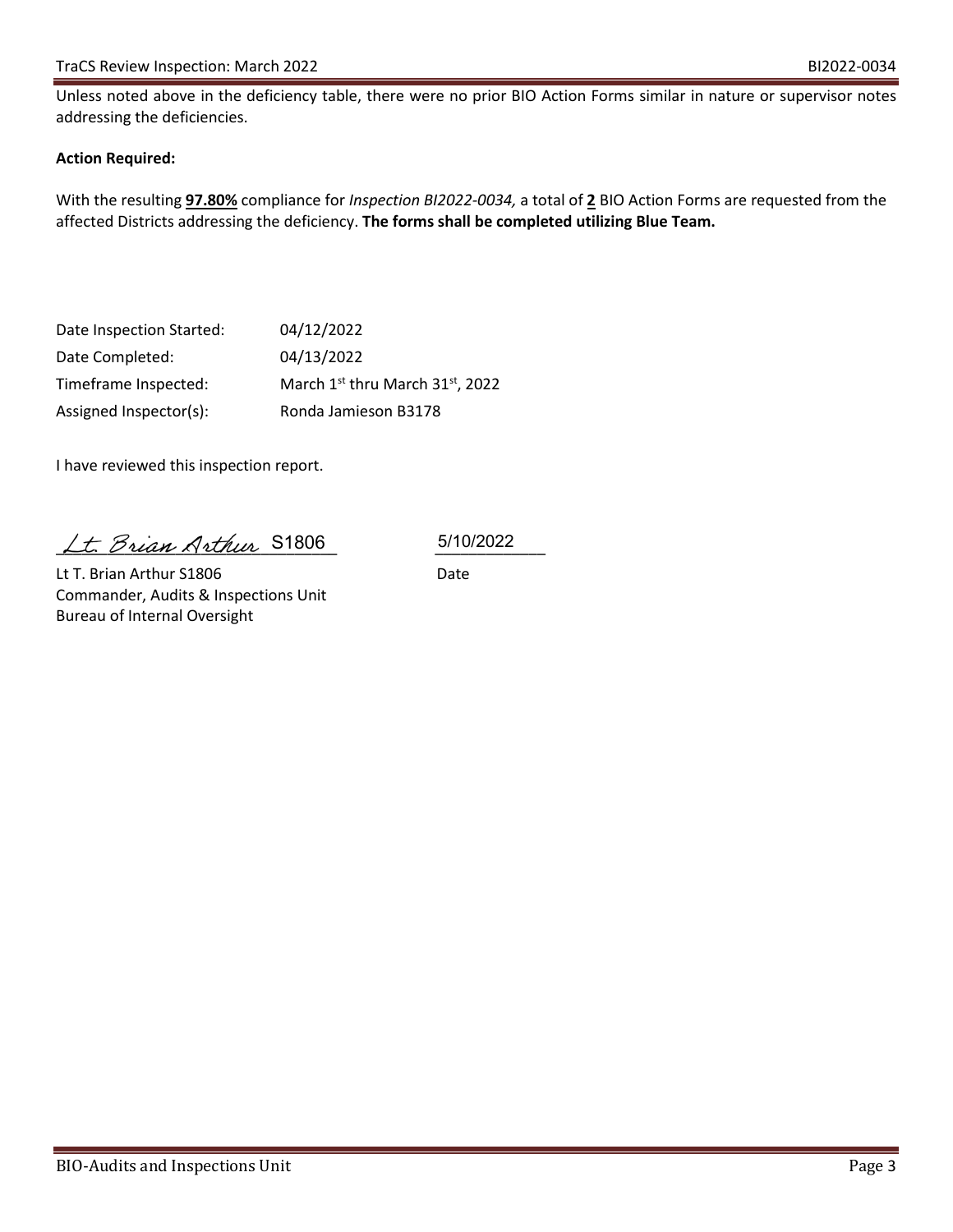Unless noted above in the deficiency table, there were no prior BIO Action Forms similar in nature or supervisor notes addressing the deficiencies.

**Action Required:**

With the resulting **97.80%** compliance for *Inspection BI2022-0034,* a total of **2** BIO Action Forms are requested from the affected Districts addressing the deficiency. **The forms shall be completed utilizing Blue Team.**

| | |
|---|---|
| Date Inspection Started: | 04/12/2022 |
| Date Completed: | 04/13/2022 |
| Timeframe Inspected: | March 1st thru March 31st, 2022 |
| Assigned Inspector(s): | Ronda Jamieson B3178 |

I have reviewed this inspection report.

Lt. Brian Arthur S1806 &nbsp;&nbsp;&nbsp;&nbsp; 5/10/2022

Lt T. Brian Arthur S1806
Commander, Audits & Inspections Unit
Bureau of Internal Oversight

Date